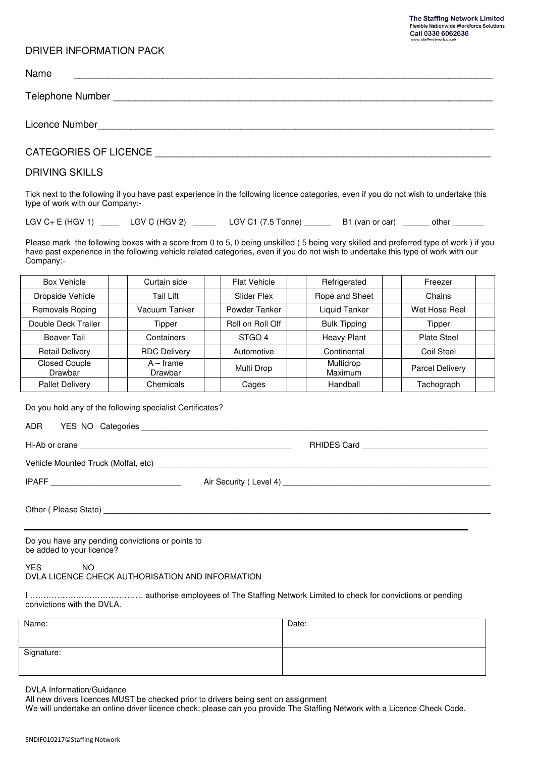The Staffing Network Limited
Flexible Nationwide Workforce Solutions
Call 0330 6062636
www.staff-network.co.uk

# DRIVER INFORMATION PACK

Name ___________________________________________________________________________

Telephone Number _____________________________________________________________________

Licence Number_______________________________________________________________________

CATEGORIES OF LICENCE ________________________________________________________________

## DRIVING SKILLS

Tick next to the following if you have past experience in the following licence categories, even if you do not wish to undertake this type of work with our Company:-

LGV C+ E (HGV 1) ____ LGV C (HGV 2) _____ LGV C1 (7.5 Tonne) ______ B1 (van or car) ______ other _______

Please mark the following boxes with a score from 0 to 5, 0 being unskilled ( 5 being very skilled and preferred type of work ) if you have past experience in the following vehicle related categories, even if you do not wish to undertake this type of work with our Company:-

| | | | | | | | | | |
|---|---|---|---|---|---|---|---|---|---|
| Box Vehicle | | Curtain side | | Flat Vehicle | | Refrigerated | | Freezer | |
| Dropside Vehicle | | Tail Lift | | Slider Flex | | Rope and Sheet | | Chains | |
| Removals Roping | | Vacuum Tanker | | Powder Tanker | | Liquid Tanker | | Wet Hose Reel | |
| Double Deck Trailer | | Tipper | | Roll on Roll Off | | Bulk Tipping | | Tipper | |
| Beaver Tail | | Containers | | STGO 4 | | Heavy Plant | | Plate Steel | |
| Retail Delivery | | RDC Delivery | | Automotive | | Continental | | Coil Steel | |
| Closed Couple Drawbar | | A – frame Drawbar | | Multi Drop | | Multidrop Maximum | | Parcel Delivery | |
| Pallet Delivery | | Chemicals | | Cages | | Handball | | Tachograph | |

Do you hold any of the following specialist Certificates?

ADR YES NO Categories ______________________________________________________________

Hi-Ab or crane ______________________________________ RHIDES Card ________________________

Vehicle Mounted Truck (Moffat, etc) ______________________________________________________

IPAFF ________________________ Air Security ( Level 4) ________________________________________

Other ( Please State) __________________________________________________________________

---

Do you have any pending convictions or points to be added to your licence?

YES NO

DVLA LICENCE CHECK AUTHORISATION AND INFORMATION

I ……………………………………. authorise employees of The Staffing Network Limited to check for convictions or pending convictions with the DVLA.

| Name: | Date: |
|---|---|
| Signature: | |

DVLA Information/Guidance
All new drivers licences MUST be checked prior to drivers being sent on assignment
We will undertake an online driver licence check; please can you provide The Staffing Network with a Licence Check Code.

SNDIF010217©Staffing Network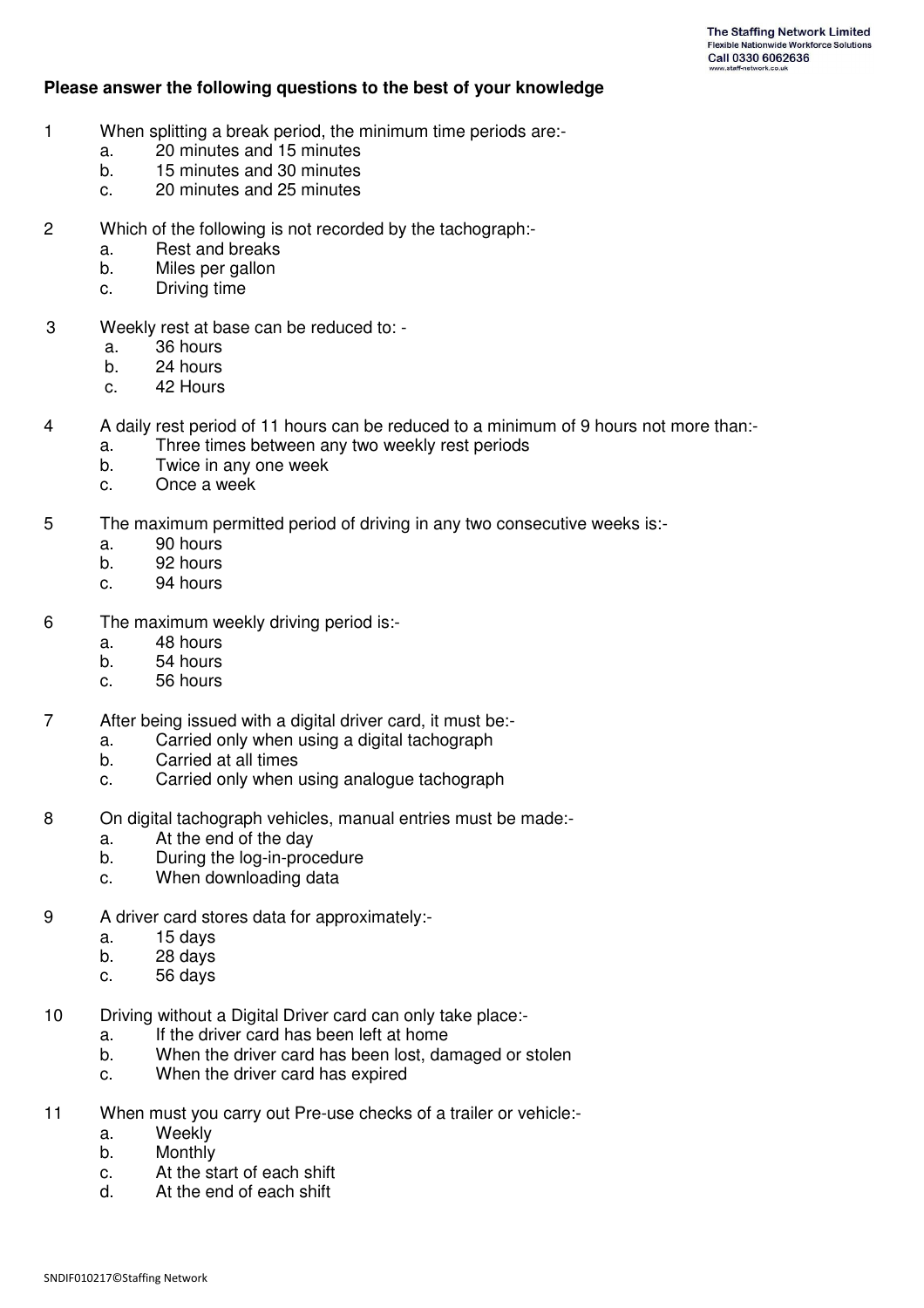**Please answer the following questions to the best of your knowledge**

1. When splitting a break period, the minimum time periods are:-
   a. 20 minutes and 15 minutes
   b. 15 minutes and 30 minutes
   c. 20 minutes and 25 minutes

2. Which of the following is not recorded by the tachograph:-
   a. Rest and breaks
   b. Miles per gallon
   c. Driving time

3. Weekly rest at base can be reduced to: -
   a. 36 hours
   b. 24 hours
   c. 42 Hours

4. A daily rest period of 11 hours can be reduced to a minimum of 9 hours not more than:-
   a. Three times between any two weekly rest periods
   b. Twice in any one week
   c. Once a week

5. The maximum permitted period of driving in any two consecutive weeks is:-
   a. 90 hours
   b. 92 hours
   c. 94 hours

6. The maximum weekly driving period is:-
   a. 48 hours
   b. 54 hours
   c. 56 hours

7. After being issued with a digital driver card, it must be:-
   a. Carried only when using a digital tachograph
   b. Carried at all times
   c. Carried only when using analogue tachograph

8. On digital tachograph vehicles, manual entries must be made:-
   a. At the end of the day
   b. During the log-in-procedure
   c. When downloading data

9. A driver card stores data for approximately:-
   a. 15 days
   b. 28 days
   c. 56 days

10. Driving without a Digital Driver card can only take place:-
    a. If the driver card has been left at home
    b. When the driver card has been lost, damaged or stolen
    c. When the driver card has expired

11. When must you carry out Pre-use checks of a trailer or vehicle:-
    a. Weekly
    b. Monthly
    c. At the start of each shift
    d. At the end of each shift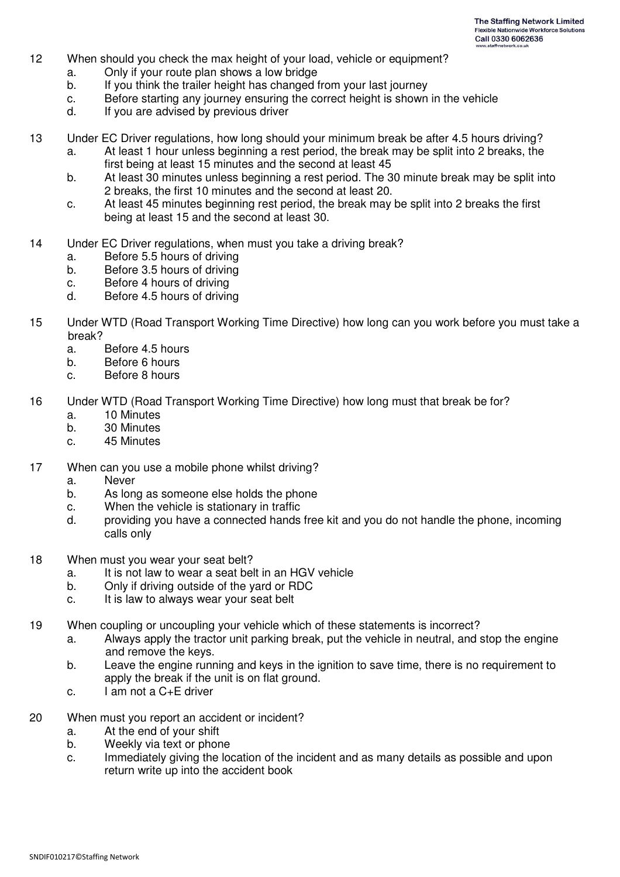12 When should you check the max height of your load, vehicle or equipment?

a. Only if your route plan shows a low bridge
b. If you think the trailer height has changed from your last journey
c. Before starting any journey ensuring the correct height is shown in the vehicle
d. If you are advised by previous driver

13 Under EC Driver regulations, how long should your minimum break be after 4.5 hours driving?

a. At least 1 hour unless beginning a rest period, the break may be split into 2 breaks, the first being at least 15 minutes and the second at least 45
b. At least 30 minutes unless beginning a rest period. The 30 minute break may be split into 2 breaks, the first 10 minutes and the second at least 20.
c. At least 45 minutes beginning rest period, the break may be split into 2 breaks the first being at least 15 and the second at least 30.

14 Under EC Driver regulations, when must you take a driving break?

a. Before 5.5 hours of driving
b. Before 3.5 hours of driving
c. Before 4 hours of driving
d. Before 4.5 hours of driving

15 Under WTD (Road Transport Working Time Directive) how long can you work before you must take a break?

a. Before 4.5 hours
b. Before 6 hours
c. Before 8 hours

16 Under WTD (Road Transport Working Time Directive) how long must that break be for?

a. 10 Minutes
b. 30 Minutes
c. 45 Minutes

17 When can you use a mobile phone whilst driving?

a. Never
b. As long as someone else holds the phone
c. When the vehicle is stationary in traffic
d. providing you have a connected hands free kit and you do not handle the phone, incoming calls only

18 When must you wear your seat belt?

a. It is not law to wear a seat belt in an HGV vehicle
b. Only if driving outside of the yard or RDC
c. It is law to always wear your seat belt

19 When coupling or uncoupling your vehicle which of these statements is incorrect?

a. Always apply the tractor unit parking break, put the vehicle in neutral, and stop the engine and remove the keys.
b. Leave the engine running and keys in the ignition to save time, there is no requirement to apply the break if the unit is on flat ground.
c. I am not a C+E driver

20 When must you report an accident or incident?

a. At the end of your shift
b. Weekly via text or phone
c. Immediately giving the location of the incident and as many details as possible and upon return write up into the accident book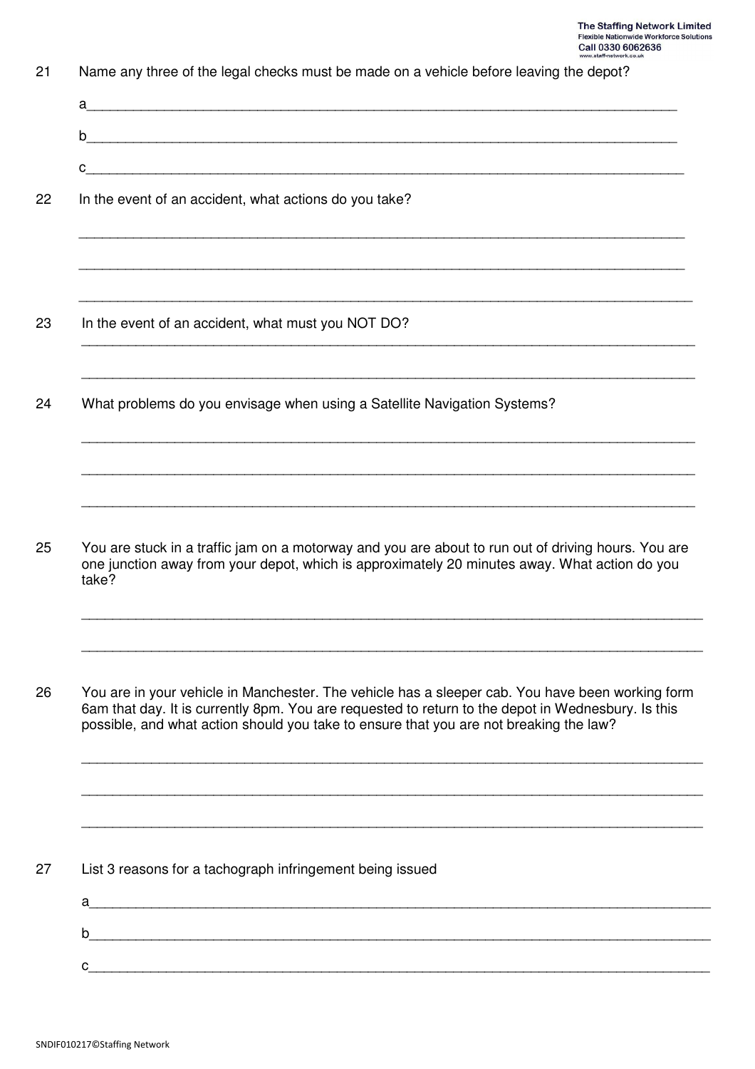21 Name any three of the legal checks must be made on a vehicle before leaving the depot?

a______________________________________________________________________________

b______________________________________________________________________________

c______________________________________________________________________________

22 In the event of an accident, what actions do you take?

_______________________________________________________________________________

_______________________________________________________________________________

_______________________________________________________________________________

23 In the event of an accident, what must you NOT DO?

_______________________________________________________________________________

_______________________________________________________________________________

24 What problems do you envisage when using a Satellite Navigation Systems?

_______________________________________________________________________________

_______________________________________________________________________________

_______________________________________________________________________________

25 You are stuck in a traffic jam on a motorway and you are about to run out of driving hours. You are one junction away from your depot, which is approximately 20 minutes away. What action do you take?

_______________________________________________________________________________

_______________________________________________________________________________

26 You are in your vehicle in Manchester. The vehicle has a sleeper cab. You have been working form 6am that day. It is currently 8pm. You are requested to return to the depot in Wednesbury. Is this possible, and what action should you take to ensure that you are not breaking the law?

_______________________________________________________________________________

_______________________________________________________________________________

_______________________________________________________________________________

27 List 3 reasons for a tachograph infringement being issued

a______________________________________________________________________________

b______________________________________________________________________________

c______________________________________________________________________________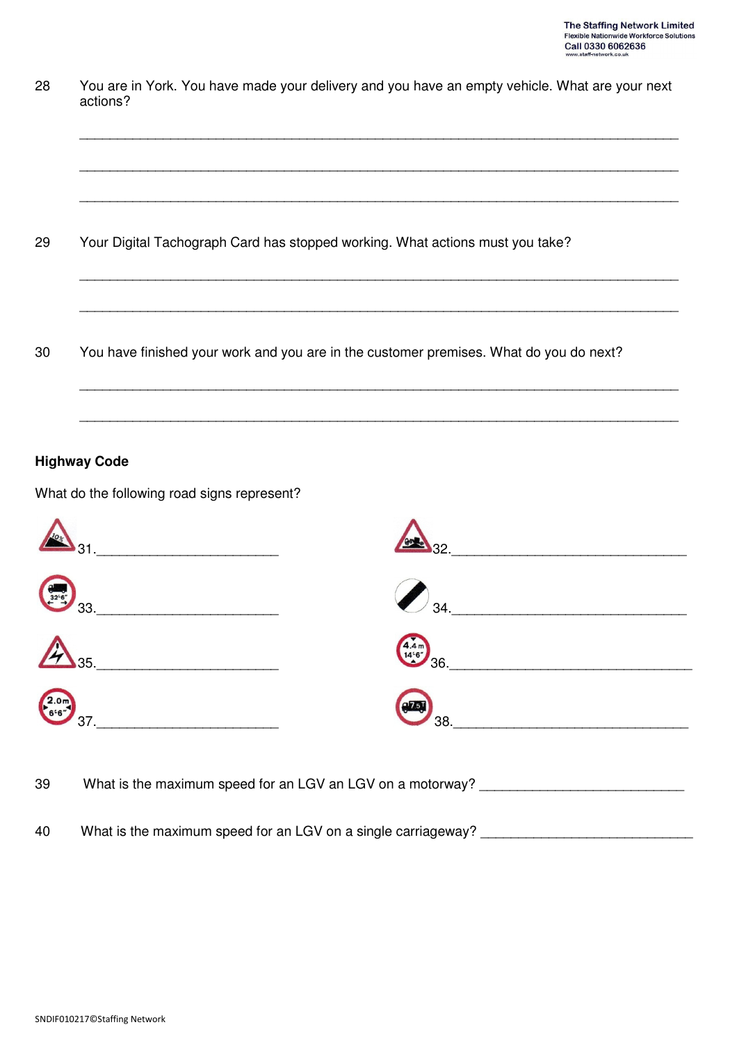28 You are in York. You have made your delivery and you have an empty vehicle. What are your next actions?

___________________________________________________________________________

___________________________________________________________________________

___________________________________________________________________________

29 Your Digital Tachograph Card has stopped working. What actions must you take?

___________________________________________________________________________

___________________________________________________________________________

30 You have finished your work and you are in the customer premises. What do you do next?

___________________________________________________________________________

___________________________________________________________________________

**Highway Code**

What do the following road signs represent?

31. ________________________ 32. ________________________________

33. ________________________ 34. ________________________________

35. ________________________ 36. ________________________________

37. ________________________ 38. ________________________________

39 What is the maximum speed for an LGV an LGV on a motorway? ___________________________

40 What is the maximum speed for an LGV on a single carriageway? ___________________________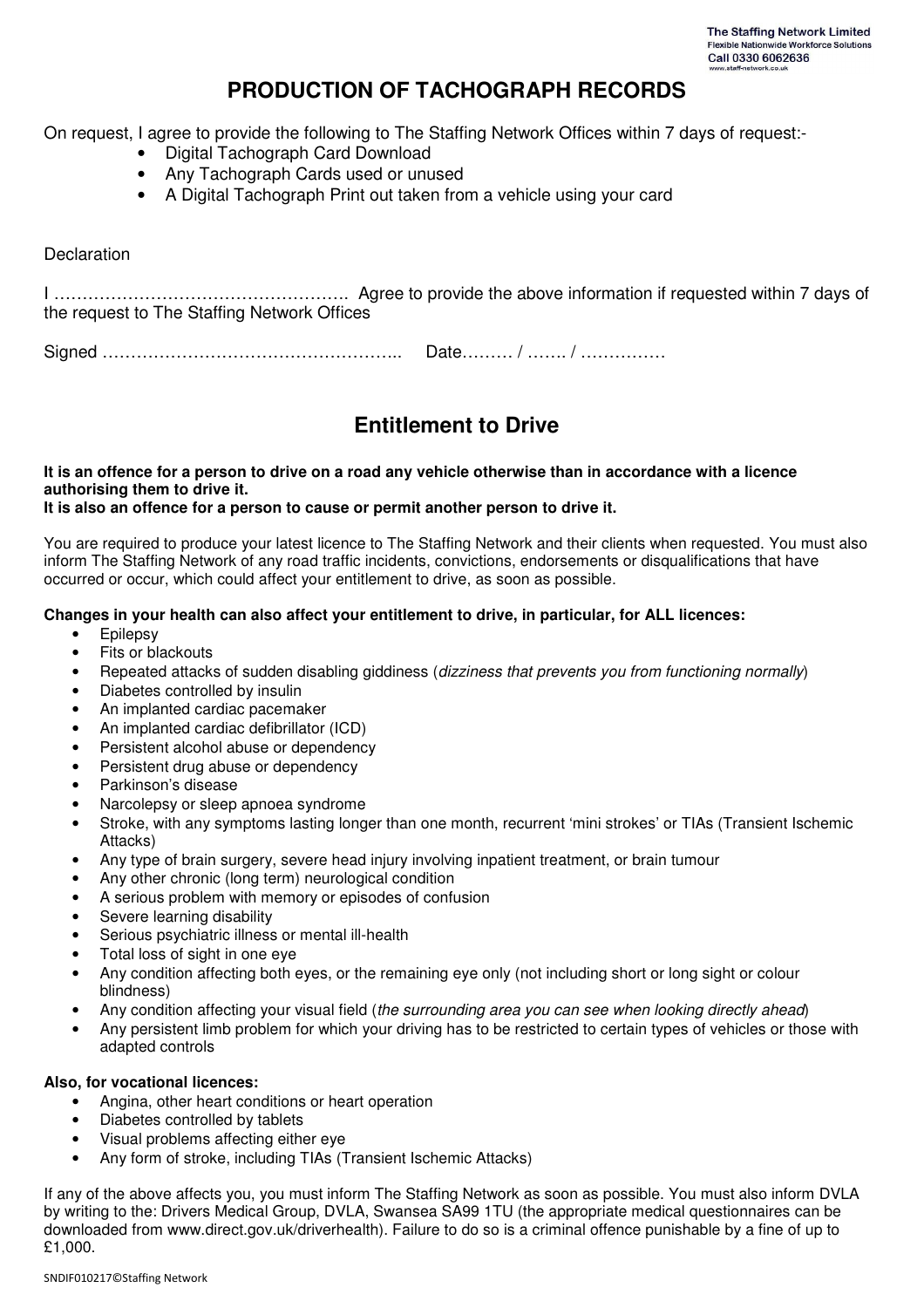# PRODUCTION OF TACHOGRAPH RECORDS

On request, I agree to provide the following to The Staffing Network Offices within 7 days of request:-

- Digital Tachograph Card Download
- Any Tachograph Cards used or unused
- A Digital Tachograph Print out taken from a vehicle using your card

Declaration

I ……………………………………………. Agree to provide the above information if requested within 7 days of the request to The Staffing Network Offices

Signed …………………………………………….. Date……… / ……. / ……………

## Entitlement to Drive

**It is an offence for a person to drive on a road any vehicle otherwise than in accordance with a licence authorising them to drive it.**
**It is also an offence for a person to cause or permit another person to drive it.**

You are required to produce your latest licence to The Staffing Network and their clients when requested. You must also inform The Staffing Network of any road traffic incidents, convictions, endorsements or disqualifications that have occurred or occur, which could affect your entitlement to drive, as soon as possible.

**Changes in your health can also affect your entitlement to drive, in particular, for ALL licences:**

- Epilepsy
- Fits or blackouts
- Repeated attacks of sudden disabling giddiness (*dizziness that prevents you from functioning normally*)
- Diabetes controlled by insulin
- An implanted cardiac pacemaker
- An implanted cardiac defibrillator (ICD)
- Persistent alcohol abuse or dependency
- Persistent drug abuse or dependency
- Parkinson's disease
- Narcolepsy or sleep apnoea syndrome
- Stroke, with any symptoms lasting longer than one month, recurrent 'mini strokes' or TIAs (Transient Ischemic Attacks)
- Any type of brain surgery, severe head injury involving inpatient treatment, or brain tumour
- Any other chronic (long term) neurological condition
- A serious problem with memory or episodes of confusion
- Severe learning disability
- Serious psychiatric illness or mental ill-health
- Total loss of sight in one eye
- Any condition affecting both eyes, or the remaining eye only (not including short or long sight or colour blindness)
- Any condition affecting your visual field (*the surrounding area you can see when looking directly ahead*)
- Any persistent limb problem for which your driving has to be restricted to certain types of vehicles or those with adapted controls

**Also, for vocational licences:**

- Angina, other heart conditions or heart operation
- Diabetes controlled by tablets
- Visual problems affecting either eye
- Any form of stroke, including TIAs (Transient Ischemic Attacks)

If any of the above affects you, you must inform The Staffing Network as soon as possible. You must also inform DVLA by writing to the: Drivers Medical Group, DVLA, Swansea SA99 1TU (the appropriate medical questionnaires can be downloaded from www.direct.gov.uk/driverhealth). Failure to do so is a criminal offence punishable by a fine of up to £1,000.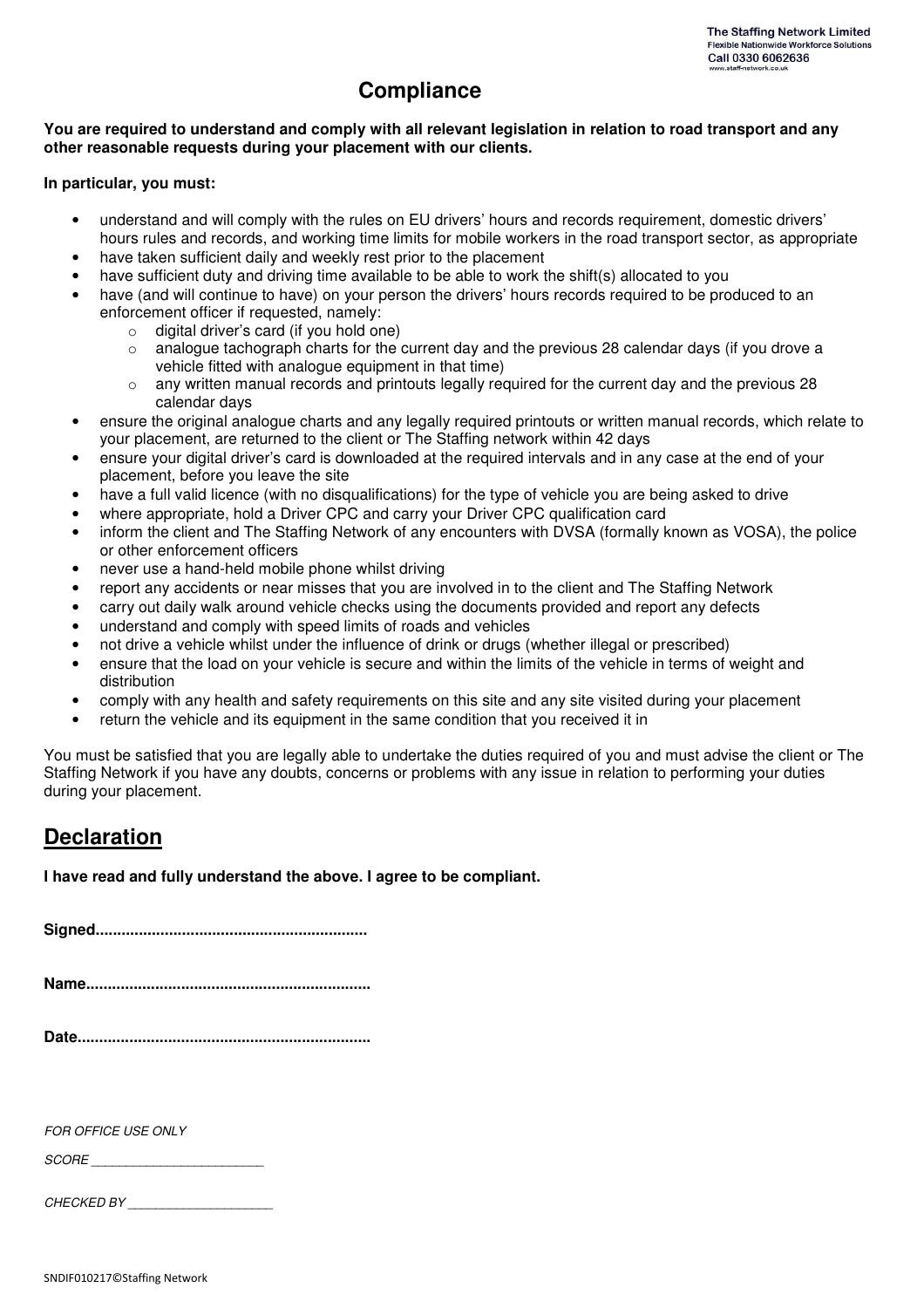# Compliance

**You are required to understand and comply with all relevant legislation in relation to road transport and any other reasonable requests during your placement with our clients.**

**In particular, you must:**

- understand and will comply with the rules on EU drivers' hours and records requirement, domestic drivers' hours rules and records, and working time limits for mobile workers in the road transport sector, as appropriate
- have taken sufficient daily and weekly rest prior to the placement
- have sufficient duty and driving time available to be able to work the shift(s) allocated to you
- have (and will continue to have) on your person the drivers' hours records required to be produced to an enforcement officer if requested, namely:
  - digital driver's card (if you hold one)
  - analogue tachograph charts for the current day and the previous 28 calendar days (if you drove a vehicle fitted with analogue equipment in that time)
  - any written manual records and printouts legally required for the current day and the previous 28 calendar days
- ensure the original analogue charts and any legally required printouts or written manual records, which relate to your placement, are returned to the client or The Staffing network within 42 days
- ensure your digital driver's card is downloaded at the required intervals and in any case at the end of your placement, before you leave the site
- have a full valid licence (with no disqualifications) for the type of vehicle you are being asked to drive
- where appropriate, hold a Driver CPC and carry your Driver CPC qualification card
- inform the client and The Staffing Network of any encounters with DVSA (formally known as VOSA), the police or other enforcement officers
- never use a hand-held mobile phone whilst driving
- report any accidents or near misses that you are involved in to the client and The Staffing Network
- carry out daily walk around vehicle checks using the documents provided and report any defects
- understand and comply with speed limits of roads and vehicles
- not drive a vehicle whilst under the influence of drink or drugs (whether illegal or prescribed)
- ensure that the load on your vehicle is secure and within the limits of the vehicle in terms of weight and distribution
- comply with any health and safety requirements on this site and any site visited during your placement
- return the vehicle and its equipment in the same condition that you received it in

You must be satisfied that you are legally able to undertake the duties required of you and must advise the client or The Staffing Network if you have any doubts, concerns or problems with any issue in relation to performing your duties during your placement.

## Declaration

**I have read and fully understand the above. I agree to be compliant.**

**Signed..............................................................**

**Name.................................................................**

**Date...................................................................**

*FOR OFFICE USE ONLY*

*SCORE ________________________*

*CHECKED BY ____________________*